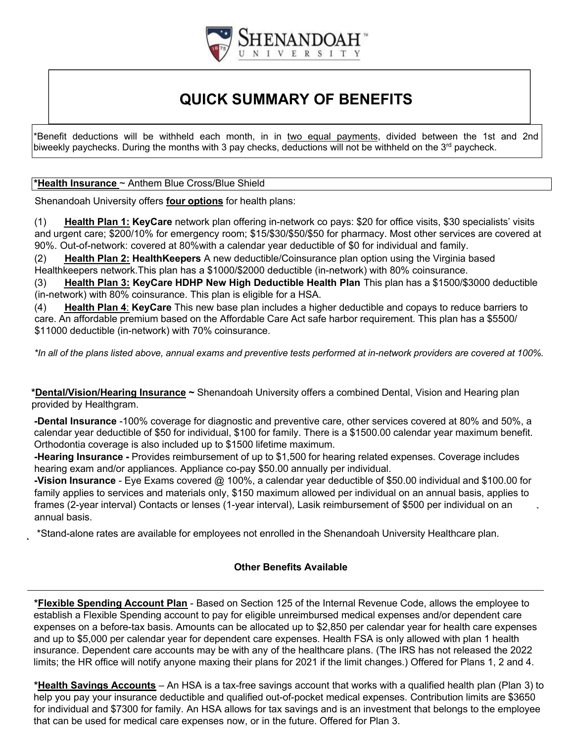# QUICK SUMMARY OF BENEFITS

*Benefit deductions will be withheld each month, in in two equal payments, divided between the 1st and 2nd biweekly paychecks. During the months with 3 pay checks, deductions will not be withheld on the 3rd paycheck.

## ***Health Insurance** ~ Anthem Blue Cross/Blue Shield

Shenandoah University offers **four options** for health plans:

(1) **Health Plan 1: KeyCare** network plan offering in-network co pays: $20 for office visits, $30 specialists' visits and urgent care; $200/10% for emergency room; $15/$30/$50/$50 for pharmacy. Most other services are covered at 90%. Out-of-network: covered at 80%with a calendar year deductible of $0 for individual and family.

(2) **Health Plan 2: HealthKeepers** A new deductible/Coinsurance plan option using the Virginia based Healthkeepers network.This plan has a $1000/$2000 deductible (in-network) with 80% coinsurance.

(3) **Health Plan 3: KeyCare HDHP New High Deductible Health Plan** This plan has a $1500/$3000 deductible (in-network) with 80% coinsurance. This plan is eligible for a HSA.

(4) **Health Plan 4**: **KeyCare** This new base plan includes a higher deductible and copays to reduce barriers to care. An affordable premium based on the Affordable Care Act safe harbor requirement. This plan has a $5500/ $11000 deductible (in-network) with 70% coinsurance.

*\*In all of the plans listed above, annual exams and preventive tests performed at in-network providers are covered at 100%.*

## ***Dental/Vision/Hearing Insurance ~** Shenandoah University offers a combined Dental, Vision and Hearing plan provided by Healthgram.

**-Dental Insurance** -100% coverage for diagnostic and preventive care, other services covered at 80% and 50%, a calendar year deductible of $50 for individual, $100 for family. There is a $1500.00 calendar year maximum benefit. Orthodontia coverage is also included up to $1500 lifetime maximum.

**-Hearing Insurance -** Provides reimbursement of up to $1,500 for hearing related expenses. Coverage includes hearing exam and/or appliances. Appliance co-pay $50.00 annually per individual.

**-Vision Insurance** - Eye Exams covered @ 100%, a calendar year deductible of $50.00 individual and $100.00 for family applies to services and materials only, $150 maximum allowed per individual on an annual basis, applies to frames (2-year interval) Contacts or lenses (1-year interval), Lasik reimbursement of $500 per individual on an annual basis.

*Stand-alone rates are available for employees not enrolled in the Shenandoah University Healthcare plan.

## Other Benefits Available

***Flexible Spending Account Plan** - Based on Section 125 of the Internal Revenue Code, allows the employee to establish a Flexible Spending account to pay for eligible unreimbursed medical expenses and/or dependent care expenses on a before-tax basis. Amounts can be allocated up to $2,850 per calendar year for health care expenses and up to $5,000 per calendar year for dependent care expenses. Health FSA is only allowed with plan 1 health insurance. Dependent care accounts may be with any of the healthcare plans. (The IRS has not released the 2022 limits; the HR office will notify anyone maxing their plans for 2021 if the limit changes.) Offered for Plans 1, 2 and 4.

***Health Savings Accounts** – An HSA is a tax-free savings account that works with a qualified health plan (Plan 3) to help you pay your insurance deductible and qualified out-of-pocket medical expenses. Contribution limits are $3650 for individual and $7300 for family. An HSA allows for tax savings and is an investment that belongs to the employee that can be used for medical care expenses now, or in the future. Offered for Plan 3.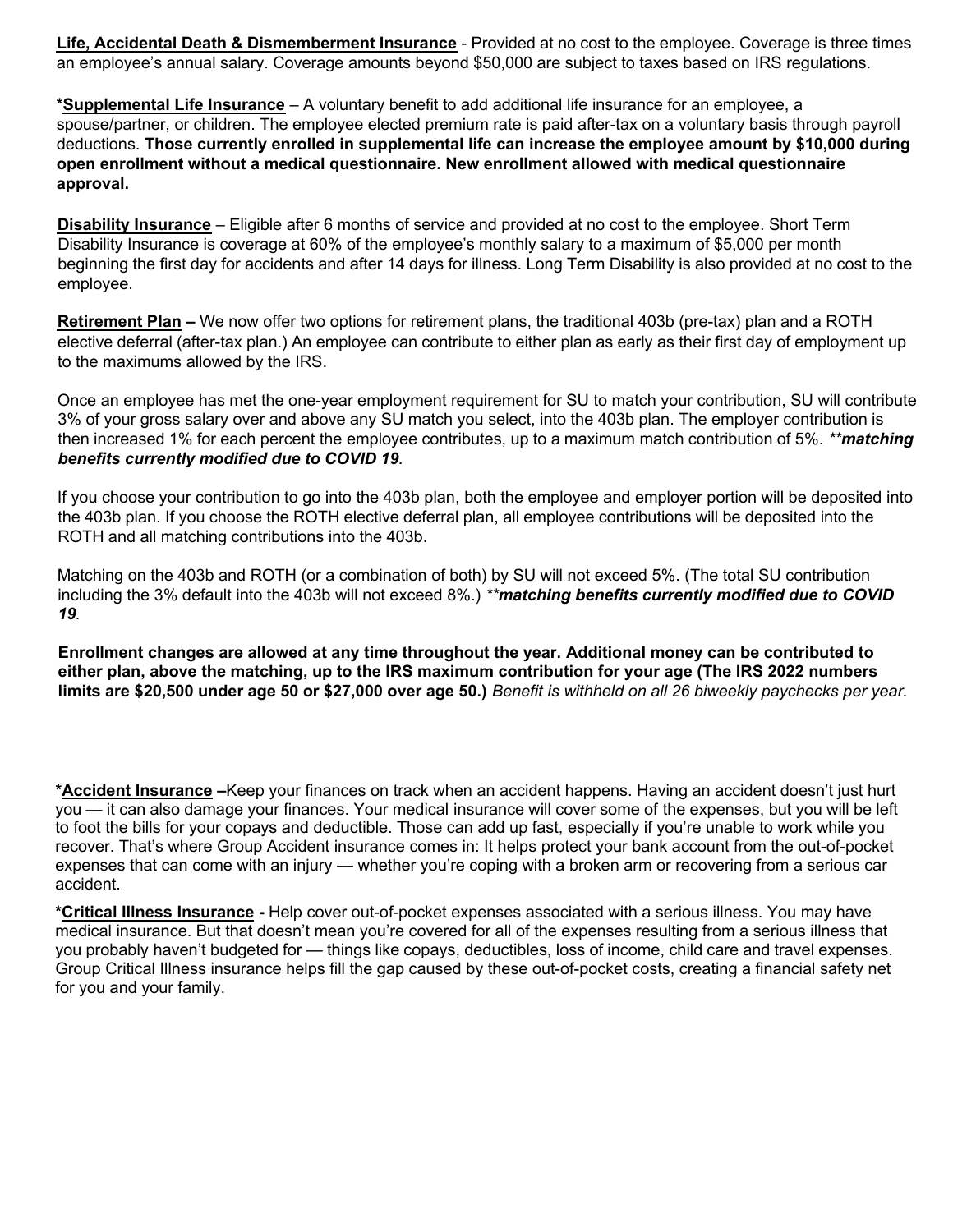**Life, Accidental Death & Dismemberment Insurance** - Provided at no cost to the employee. Coverage is three times an employee's annual salary. Coverage amounts beyond $50,000 are subject to taxes based on IRS regulations.

***Supplemental Life Insurance** – A voluntary benefit to add additional life insurance for an employee, a spouse/partner, or children. The employee elected premium rate is paid after-tax on a voluntary basis through payroll deductions. **Those currently enrolled in supplemental life can increase the employee amount by $10,000 during open enrollment without a medical questionnaire. New enrollment allowed with medical questionnaire approval.**

**Disability Insurance** – Eligible after 6 months of service and provided at no cost to the employee. Short Term Disability Insurance is coverage at 60% of the employee's monthly salary to a maximum of $5,000 per month beginning the first day for accidents and after 14 days for illness. Long Term Disability is also provided at no cost to the employee.

**Retirement Plan –** We now offer two options for retirement plans, the traditional 403b (pre-tax) plan and a ROTH elective deferral (after-tax plan.) An employee can contribute to either plan as early as their first day of employment up to the maximums allowed by the IRS.

Once an employee has met the one-year employment requirement for SU to match your contribution, SU will contribute 3% of your gross salary over and above any SU match you select, into the 403b plan. The employer contribution is then increased 1% for each percent the employee contributes, up to a maximum match contribution of 5%. ***\*\*matching benefits currently modified due to COVID 19.***

If you choose your contribution to go into the 403b plan, both the employee and employer portion will be deposited into the 403b plan. If you choose the ROTH elective deferral plan, all employee contributions will be deposited into the ROTH and all matching contributions into the 403b.

Matching on the 403b and ROTH (or a combination of both) by SU will not exceed 5%. (The total SU contribution including the 3% default into the 403b will not exceed 8%.) ***\*\*matching benefits currently modified due to COVID 19.***

**Enrollment changes are allowed at any time throughout the year. Additional money can be contributed to either plan, above the matching, up to the IRS maximum contribution for your age (The IRS 2022 numbers limits are $20,500 under age 50 or $27,000 over age 50.)** *Benefit is withheld on all 26 biweekly paychecks per year.*

***Accident Insurance** –Keep your finances on track when an accident happens. Having an accident doesn't just hurt you — it can also damage your finances. Your medical insurance will cover some of the expenses, but you will be left to foot the bills for your copays and deductible. Those can add up fast, especially if you're unable to work while you recover. That's where Group Accident insurance comes in: It helps protect your bank account from the out-of-pocket expenses that can come with an injury — whether you're coping with a broken arm or recovering from a serious car accident.

***Critical Illness Insurance** - Help cover out-of-pocket expenses associated with a serious illness. You may have medical insurance. But that doesn't mean you're covered for all of the expenses resulting from a serious illness that you probably haven't budgeted for — things like copays, deductibles, loss of income, child care and travel expenses. Group Critical Illness insurance helps fill the gap caused by these out-of-pocket costs, creating a financial safety net for you and your family.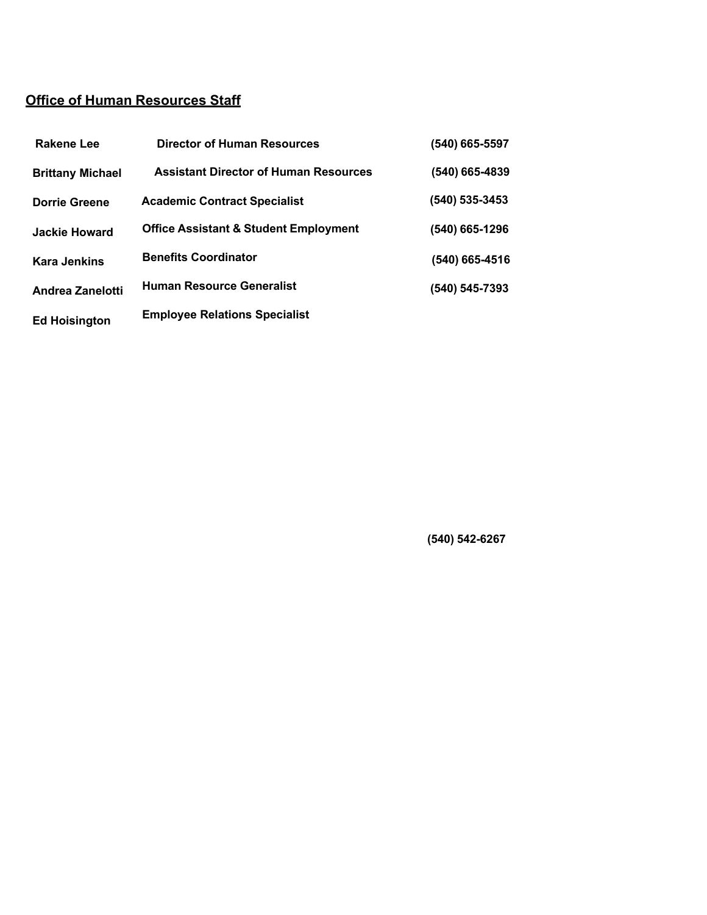## Office of Human Resources Staff

| | | |
|---|---|---|
| **Rakene Lee** | **Director of Human Resources** | **(540) 665-5597** |
| **Brittany Michael** | **Assistant Director of Human Resources** | **(540) 665-4839** |
| **Dorrie Greene** | **Academic Contract Specialist** | **(540) 535-3453** |
| **Jackie Howard** | **Office Assistant & Student Employment** | **(540) 665-1296** |
| **Kara Jenkins** | **Benefits Coordinator** | **(540) 665-4516** |
| **Andrea Zanelotti** | **Human Resource Generalist** | **(540) 545-7393** |
| **Ed Hoisington** | **Employee Relations Specialist** | |

**(540) 542-6267**